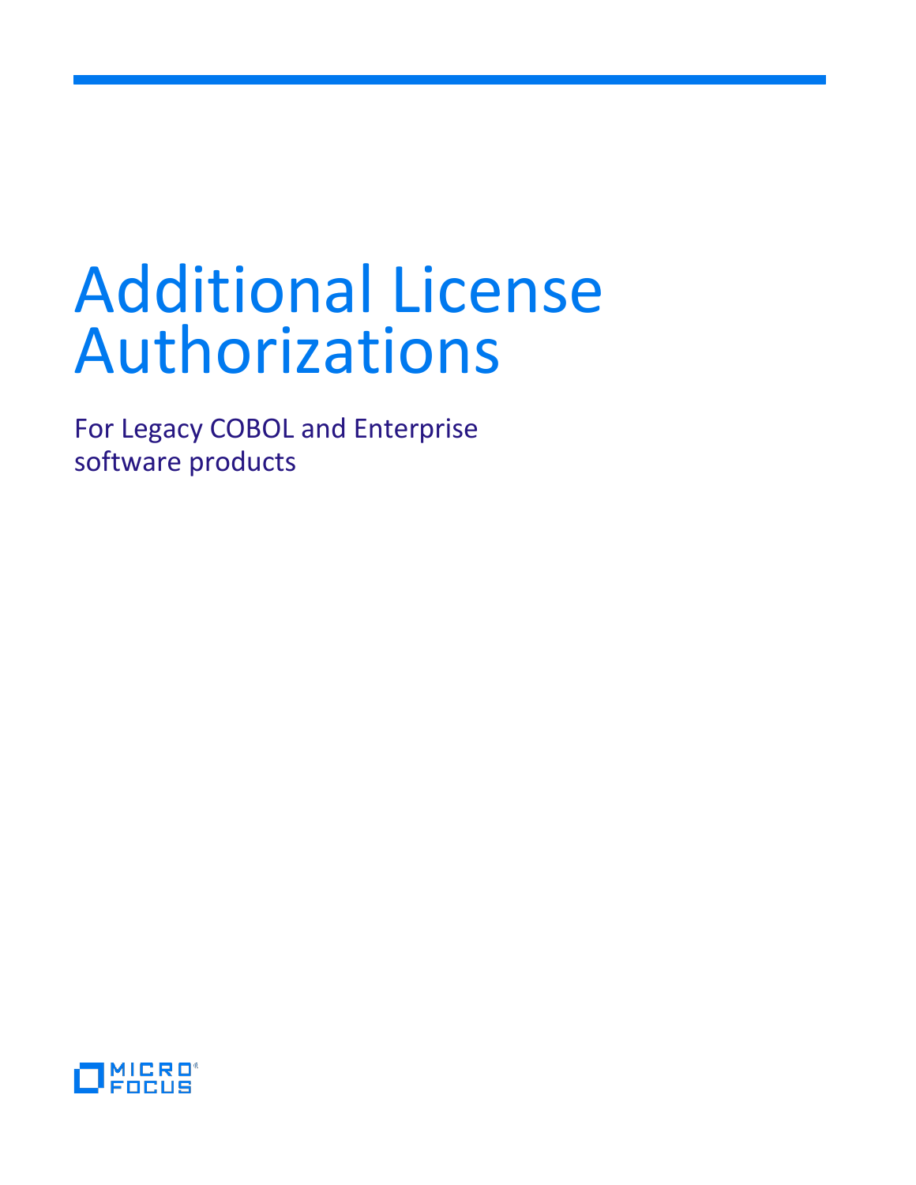# Additional License Authorizations

For Legacy COBOL and Enterprise software products

MICRO FOCUS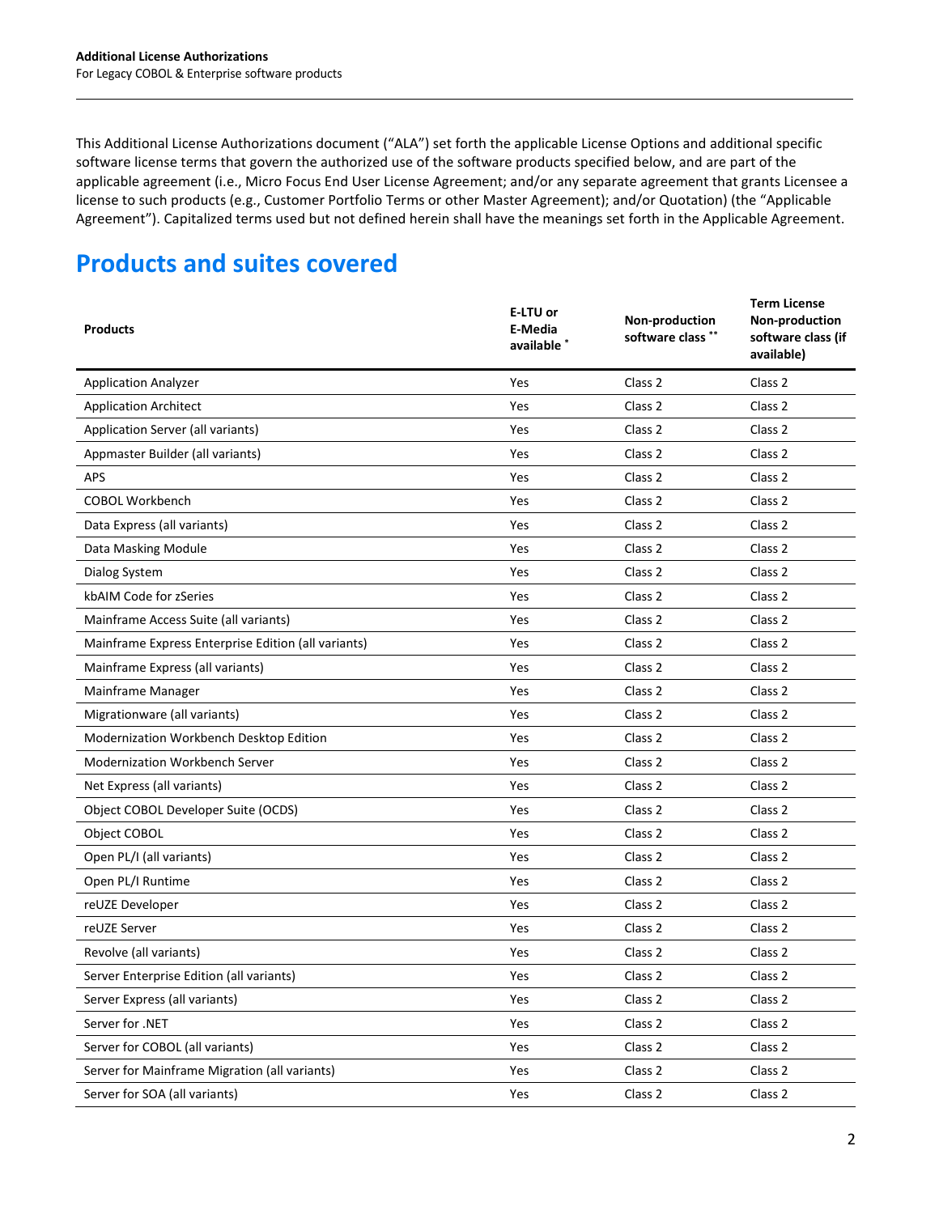This Additional License Authorizations document ("ALA") set forth the applicable License Options and additional specific software license terms that govern the authorized use of the software products specified below, and are part of the applicable agreement (i.e., Micro Focus End User License Agreement; and/or any separate agreement that grants Licensee a license to such products (e.g., Customer Portfolio Terms or other Master Agreement); and/or Quotation) (the "Applicable Agreement"). Capitalized terms used but not defined herein shall have the meanings set forth in the Applicable Agreement.

# Products and suites covered

| Products | E-LTU or E-Media available * | Non-production software class ** | Term License Non-production software class (if available) |
|---|---|---|---|
| Application Analyzer | Yes | Class 2 | Class 2 |
| Application Architect | Yes | Class 2 | Class 2 |
| Application Server (all variants) | Yes | Class 2 | Class 2 |
| Appmaster Builder (all variants) | Yes | Class 2 | Class 2 |
| APS | Yes | Class 2 | Class 2 |
| COBOL Workbench | Yes | Class 2 | Class 2 |
| Data Express (all variants) | Yes | Class 2 | Class 2 |
| Data Masking Module | Yes | Class 2 | Class 2 |
| Dialog System | Yes | Class 2 | Class 2 |
| kbAIM Code for zSeries | Yes | Class 2 | Class 2 |
| Mainframe Access Suite (all variants) | Yes | Class 2 | Class 2 |
| Mainframe Express Enterprise Edition (all variants) | Yes | Class 2 | Class 2 |
| Mainframe Express (all variants) | Yes | Class 2 | Class 2 |
| Mainframe Manager | Yes | Class 2 | Class 2 |
| Migrationware (all variants) | Yes | Class 2 | Class 2 |
| Modernization Workbench Desktop Edition | Yes | Class 2 | Class 2 |
| Modernization Workbench Server | Yes | Class 2 | Class 2 |
| Net Express (all variants) | Yes | Class 2 | Class 2 |
| Object COBOL Developer Suite (OCDS) | Yes | Class 2 | Class 2 |
| Object COBOL | Yes | Class 2 | Class 2 |
| Open PL/I (all variants) | Yes | Class 2 | Class 2 |
| Open PL/I Runtime | Yes | Class 2 | Class 2 |
| reUZE Developer | Yes | Class 2 | Class 2 |
| reUZE Server | Yes | Class 2 | Class 2 |
| Revolve (all variants) | Yes | Class 2 | Class 2 |
| Server Enterprise Edition (all variants) | Yes | Class 2 | Class 2 |
| Server Express (all variants) | Yes | Class 2 | Class 2 |
| Server for .NET | Yes | Class 2 | Class 2 |
| Server for COBOL (all variants) | Yes | Class 2 | Class 2 |
| Server for Mainframe Migration (all variants) | Yes | Class 2 | Class 2 |
| Server for SOA (all variants) | Yes | Class 2 | Class 2 |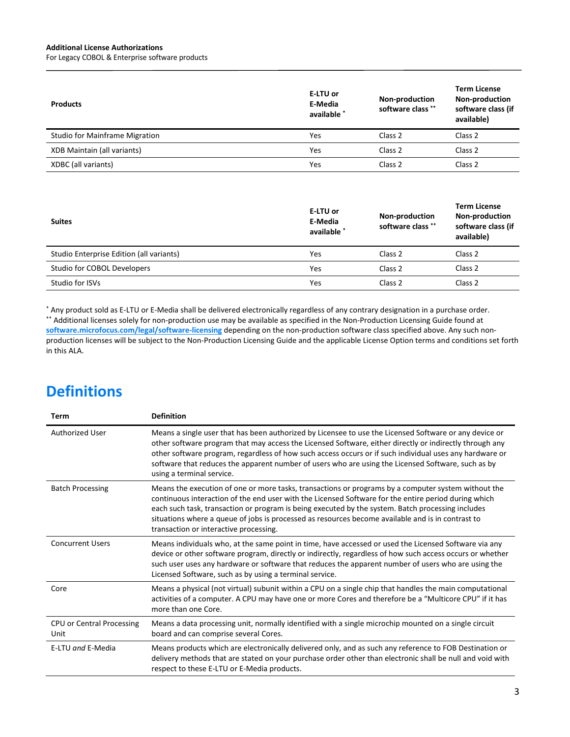| Products | E-LTU or E-Media available * | Non-production software class ** | Term License Non-production software class (if available) |
|---|---|---|---|
| Studio for Mainframe Migration | Yes | Class 2 | Class 2 |
| XDB Maintain (all variants) | Yes | Class 2 | Class 2 |
| XDBC (all variants) | Yes | Class 2 | Class 2 |

| Suites | E-LTU or E-Media available * | Non-production software class ** | Term License Non-production software class (if available) |
|---|---|---|---|
| Studio Enterprise Edition (all variants) | Yes | Class 2 | Class 2 |
| Studio for COBOL Developers | Yes | Class 2 | Class 2 |
| Studio for ISVs | Yes | Class 2 | Class 2 |

* Any product sold as E-LTU or E-Media shall be delivered electronically regardless of any contrary designation in a purchase order.
** Additional licenses solely for non-production use may be available as specified in the Non-Production Licensing Guide found at **software.microfocus.com/legal/software-licensing** depending on the non-production software class specified above. Any such non-production licenses will be subject to the Non-Production Licensing Guide and the applicable License Option terms and conditions set forth in this ALA.

# Definitions

| Term | Definition |
|---|---|
| Authorized User | Means a single user that has been authorized by Licensee to use the Licensed Software or any device or other software program that may access the Licensed Software, either directly or indirectly through any other software program, regardless of how such access occurs or if such individual uses any hardware or software that reduces the apparent number of users who are using the Licensed Software, such as by using a terminal service. |
| Batch Processing | Means the execution of one or more tasks, transactions or programs by a computer system without the continuous interaction of the end user with the Licensed Software for the entire period during which each such task, transaction or program is being executed by the system. Batch processing includes situations where a queue of jobs is processed as resources become available and is in contrast to transaction or interactive processing. |
| Concurrent Users | Means individuals who, at the same point in time, have accessed or used the Licensed Software via any device or other software program, directly or indirectly, regardless of how such access occurs or whether such user uses any hardware or software that reduces the apparent number of users who are using the Licensed Software, such as by using a terminal service. |
| Core | Means a physical (not virtual) subunit within a CPU on a single chip that handles the main computational activities of a computer. A CPU may have one or more Cores and therefore be a "Multicore CPU" if it has more than one Core. |
| CPU or Central Processing Unit | Means a data processing unit, normally identified with a single microchip mounted on a single circuit board and can comprise several Cores. |
| E-LTU *and* E-Media | Means products which are electronically delivered only, and as such any reference to FOB Destination or delivery methods that are stated on your purchase order other than electronic shall be null and void with respect to these E-LTU or E-Media products. |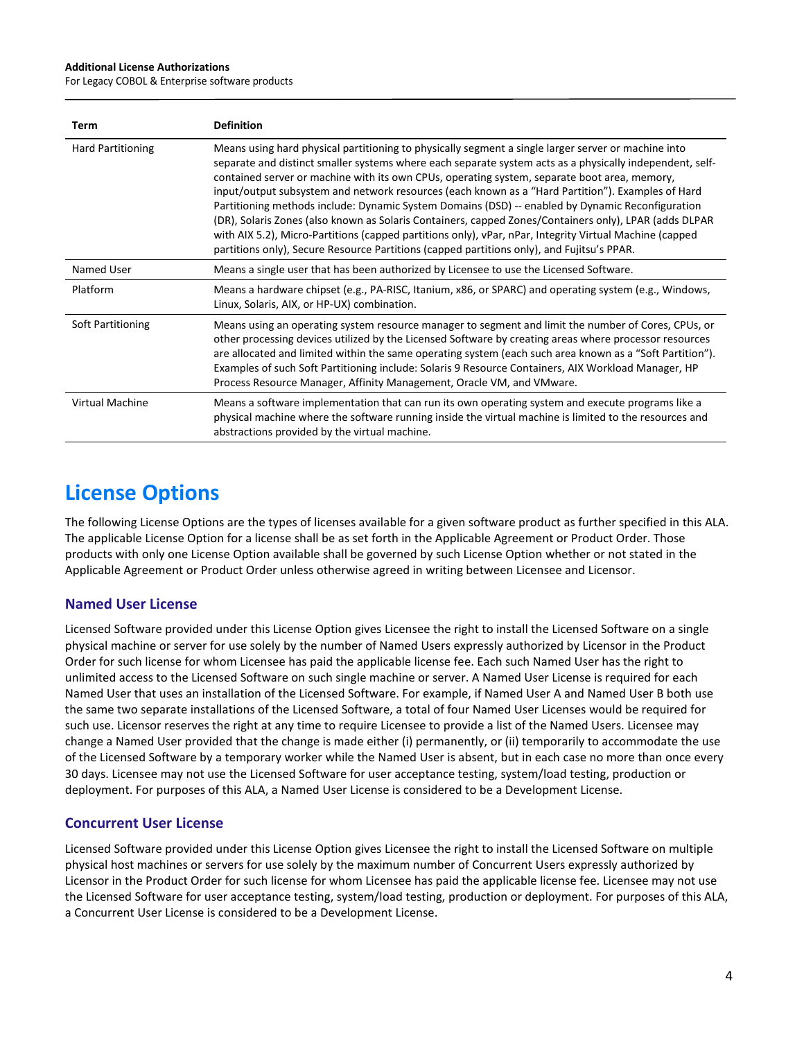| Term | Definition |
| --- | --- |
| Hard Partitioning | Means using hard physical partitioning to physically segment a single larger server or machine into separate and distinct smaller systems where each separate system acts as a physically independent, self-contained server or machine with its own CPUs, operating system, separate boot area, memory, input/output subsystem and network resources (each known as a "Hard Partition"). Examples of Hard Partitioning methods include: Dynamic System Domains (DSD) -- enabled by Dynamic Reconfiguration (DR), Solaris Zones (also known as Solaris Containers, capped Zones/Containers only), LPAR (adds DLPAR with AIX 5.2), Micro-Partitions (capped partitions only), vPar, nPar, Integrity Virtual Machine (capped partitions only), Secure Resource Partitions (capped partitions only), and Fujitsu's PPAR. |
| Named User | Means a single user that has been authorized by Licensee to use the Licensed Software. |
| Platform | Means a hardware chipset (e.g., PA-RISC, Itanium, x86, or SPARC) and operating system (e.g., Windows, Linux, Solaris, AIX, or HP-UX) combination. |
| Soft Partitioning | Means using an operating system resource manager to segment and limit the number of Cores, CPUs, or other processing devices utilized by the Licensed Software by creating areas where processor resources are allocated and limited within the same operating system (each such area known as a "Soft Partition"). Examples of such Soft Partitioning include: Solaris 9 Resource Containers, AIX Workload Manager, HP Process Resource Manager, Affinity Management, Oracle VM, and VMware. |
| Virtual Machine | Means a software implementation that can run its own operating system and execute programs like a physical machine where the software running inside the virtual machine is limited to the resources and abstractions provided by the virtual machine. |

# License Options

The following License Options are the types of licenses available for a given software product as further specified in this ALA. The applicable License Option for a license shall be as set forth in the Applicable Agreement or Product Order. Those products with only one License Option available shall be governed by such License Option whether or not stated in the Applicable Agreement or Product Order unless otherwise agreed in writing between Licensee and Licensor.

## Named User License

Licensed Software provided under this License Option gives Licensee the right to install the Licensed Software on a single physical machine or server for use solely by the number of Named Users expressly authorized by Licensor in the Product Order for such license for whom Licensee has paid the applicable license fee. Each such Named User has the right to unlimited access to the Licensed Software on such single machine or server. A Named User License is required for each Named User that uses an installation of the Licensed Software. For example, if Named User A and Named User B both use the same two separate installations of the Licensed Software, a total of four Named User Licenses would be required for such use. Licensor reserves the right at any time to require Licensee to provide a list of the Named Users. Licensee may change a Named User provided that the change is made either (i) permanently, or (ii) temporarily to accommodate the use of the Licensed Software by a temporary worker while the Named User is absent, but in each case no more than once every 30 days. Licensee may not use the Licensed Software for user acceptance testing, system/load testing, production or deployment. For purposes of this ALA, a Named User License is considered to be a Development License.

## Concurrent User License

Licensed Software provided under this License Option gives Licensee the right to install the Licensed Software on multiple physical host machines or servers for use solely by the maximum number of Concurrent Users expressly authorized by Licensor in the Product Order for such license for whom Licensee has paid the applicable license fee. Licensee may not use the Licensed Software for user acceptance testing, system/load testing, production or deployment. For purposes of this ALA, a Concurrent User License is considered to be a Development License.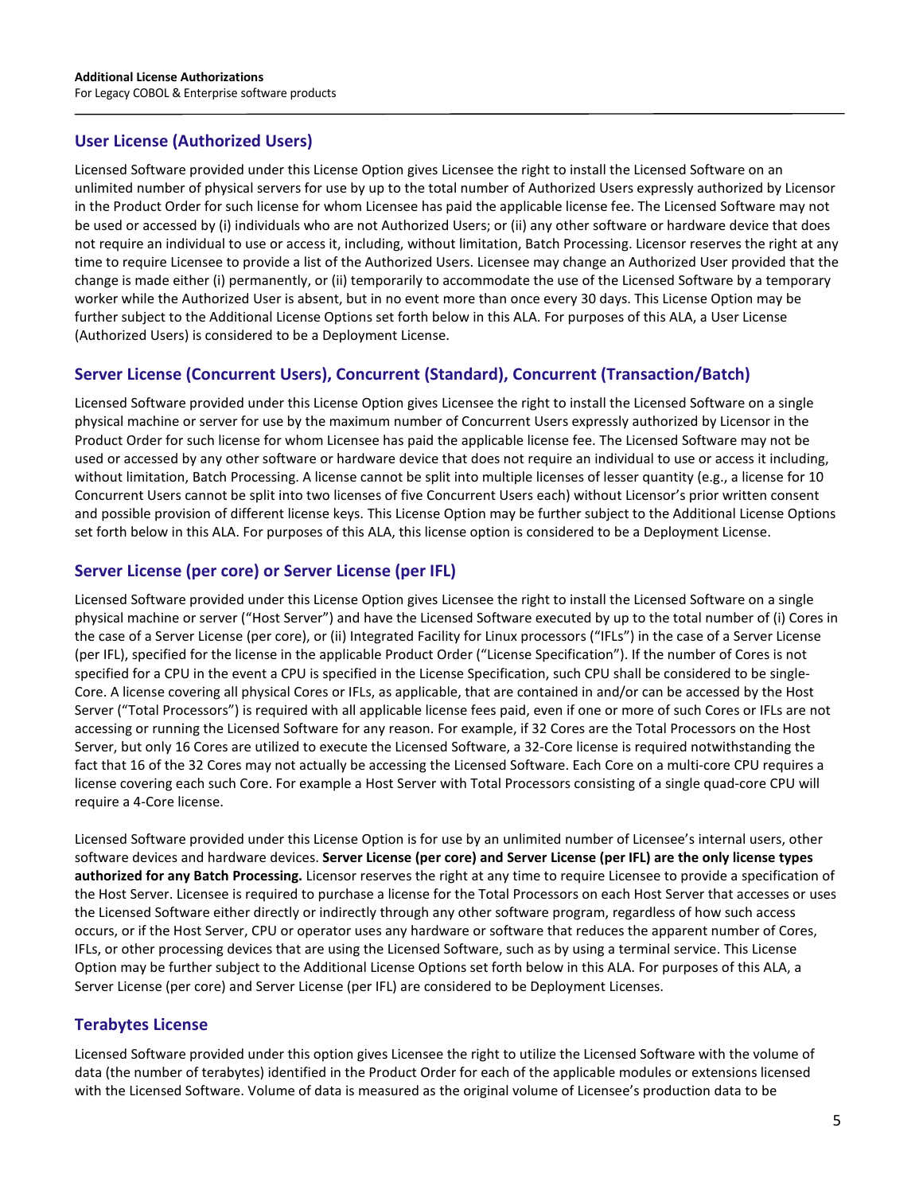## User License (Authorized Users)

Licensed Software provided under this License Option gives Licensee the right to install the Licensed Software on an unlimited number of physical servers for use by up to the total number of Authorized Users expressly authorized by Licensor in the Product Order for such license for whom Licensee has paid the applicable license fee. The Licensed Software may not be used or accessed by (i) individuals who are not Authorized Users; or (ii) any other software or hardware device that does not require an individual to use or access it, including, without limitation, Batch Processing. Licensor reserves the right at any time to require Licensee to provide a list of the Authorized Users. Licensee may change an Authorized User provided that the change is made either (i) permanently, or (ii) temporarily to accommodate the use of the Licensed Software by a temporary worker while the Authorized User is absent, but in no event more than once every 30 days. This License Option may be further subject to the Additional License Options set forth below in this ALA. For purposes of this ALA, a User License (Authorized Users) is considered to be a Deployment License.

## Server License (Concurrent Users), Concurrent (Standard), Concurrent (Transaction/Batch)

Licensed Software provided under this License Option gives Licensee the right to install the Licensed Software on a single physical machine or server for use by the maximum number of Concurrent Users expressly authorized by Licensor in the Product Order for such license for whom Licensee has paid the applicable license fee. The Licensed Software may not be used or accessed by any other software or hardware device that does not require an individual to use or access it including, without limitation, Batch Processing. A license cannot be split into multiple licenses of lesser quantity (e.g., a license for 10 Concurrent Users cannot be split into two licenses of five Concurrent Users each) without Licensor's prior written consent and possible provision of different license keys. This License Option may be further subject to the Additional License Options set forth below in this ALA. For purposes of this ALA, this license option is considered to be a Deployment License.

## Server License (per core) or Server License (per IFL)

Licensed Software provided under this License Option gives Licensee the right to install the Licensed Software on a single physical machine or server ("Host Server") and have the Licensed Software executed by up to the total number of (i) Cores in the case of a Server License (per core), or (ii) Integrated Facility for Linux processors ("IFLs") in the case of a Server License (per IFL), specified for the license in the applicable Product Order ("License Specification"). If the number of Cores is not specified for a CPU in the event a CPU is specified in the License Specification, such CPU shall be considered to be single-Core. A license covering all physical Cores or IFLs, as applicable, that are contained in and/or can be accessed by the Host Server ("Total Processors") is required with all applicable license fees paid, even if one or more of such Cores or IFLs are not accessing or running the Licensed Software for any reason. For example, if 32 Cores are the Total Processors on the Host Server, but only 16 Cores are utilized to execute the Licensed Software, a 32-Core license is required notwithstanding the fact that 16 of the 32 Cores may not actually be accessing the Licensed Software. Each Core on a multi-core CPU requires a license covering each such Core. For example a Host Server with Total Processors consisting of a single quad-core CPU will require a 4-Core license.

Licensed Software provided under this License Option is for use by an unlimited number of Licensee's internal users, other software devices and hardware devices. **Server License (per core) and Server License (per IFL) are the only license types authorized for any Batch Processing.** Licensor reserves the right at any time to require Licensee to provide a specification of the Host Server. Licensee is required to purchase a license for the Total Processors on each Host Server that accesses or uses the Licensed Software either directly or indirectly through any other software program, regardless of how such access occurs, or if the Host Server, CPU or operator uses any hardware or software that reduces the apparent number of Cores, IFLs, or other processing devices that are using the Licensed Software, such as by using a terminal service. This License Option may be further subject to the Additional License Options set forth below in this ALA. For purposes of this ALA, a Server License (per core) and Server License (per IFL) are considered to be Deployment Licenses.

## Terabytes License

Licensed Software provided under this option gives Licensee the right to utilize the Licensed Software with the volume of data (the number of terabytes) identified in the Product Order for each of the applicable modules or extensions licensed with the Licensed Software. Volume of data is measured as the original volume of Licensee's production data to be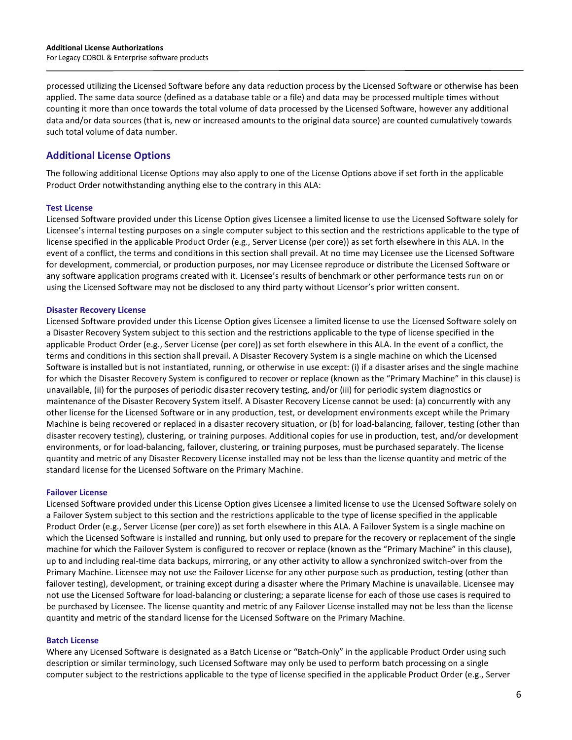processed utilizing the Licensed Software before any data reduction process by the Licensed Software or otherwise has been applied. The same data source (defined as a database table or a file) and data may be processed multiple times without counting it more than once towards the total volume of data processed by the Licensed Software, however any additional data and/or data sources (that is, new or increased amounts to the original data source) are counted cumulatively towards such total volume of data number.

## Additional License Options

The following additional License Options may also apply to one of the License Options above if set forth in the applicable Product Order notwithstanding anything else to the contrary in this ALA:

### Test License

Licensed Software provided under this License Option gives Licensee a limited license to use the Licensed Software solely for Licensee's internal testing purposes on a single computer subject to this section and the restrictions applicable to the type of license specified in the applicable Product Order (e.g., Server License (per core)) as set forth elsewhere in this ALA. In the event of a conflict, the terms and conditions in this section shall prevail. At no time may Licensee use the Licensed Software for development, commercial, or production purposes, nor may Licensee reproduce or distribute the Licensed Software or any software application programs created with it. Licensee's results of benchmark or other performance tests run on or using the Licensed Software may not be disclosed to any third party without Licensor's prior written consent.

### Disaster Recovery License

Licensed Software provided under this License Option gives Licensee a limited license to use the Licensed Software solely on a Disaster Recovery System subject to this section and the restrictions applicable to the type of license specified in the applicable Product Order (e.g., Server License (per core)) as set forth elsewhere in this ALA. In the event of a conflict, the terms and conditions in this section shall prevail. A Disaster Recovery System is a single machine on which the Licensed Software is installed but is not instantiated, running, or otherwise in use except: (i) if a disaster arises and the single machine for which the Disaster Recovery System is configured to recover or replace (known as the "Primary Machine" in this clause) is unavailable, (ii) for the purposes of periodic disaster recovery testing, and/or (iii) for periodic system diagnostics or maintenance of the Disaster Recovery System itself. A Disaster Recovery License cannot be used: (a) concurrently with any other license for the Licensed Software or in any production, test, or development environments except while the Primary Machine is being recovered or replaced in a disaster recovery situation, or (b) for load-balancing, failover, testing (other than disaster recovery testing), clustering, or training purposes. Additional copies for use in production, test, and/or development environments, or for load-balancing, failover, clustering, or training purposes, must be purchased separately. The license quantity and metric of any Disaster Recovery License installed may not be less than the license quantity and metric of the standard license for the Licensed Software on the Primary Machine.

### Failover License

Licensed Software provided under this License Option gives Licensee a limited license to use the Licensed Software solely on a Failover System subject to this section and the restrictions applicable to the type of license specified in the applicable Product Order (e.g., Server License (per core)) as set forth elsewhere in this ALA. A Failover System is a single machine on which the Licensed Software is installed and running, but only used to prepare for the recovery or replacement of the single machine for which the Failover System is configured to recover or replace (known as the "Primary Machine" in this clause), up to and including real-time data backups, mirroring, or any other activity to allow a synchronized switch-over from the Primary Machine. Licensee may not use the Failover License for any other purpose such as production, testing (other than failover testing), development, or training except during a disaster where the Primary Machine is unavailable. Licensee may not use the Licensed Software for load-balancing or clustering; a separate license for each of those use cases is required to be purchased by Licensee. The license quantity and metric of any Failover License installed may not be less than the license quantity and metric of the standard license for the Licensed Software on the Primary Machine.

### Batch License

Where any Licensed Software is designated as a Batch License or "Batch-Only" in the applicable Product Order using such description or similar terminology, such Licensed Software may only be used to perform batch processing on a single computer subject to the restrictions applicable to the type of license specified in the applicable Product Order (e.g., Server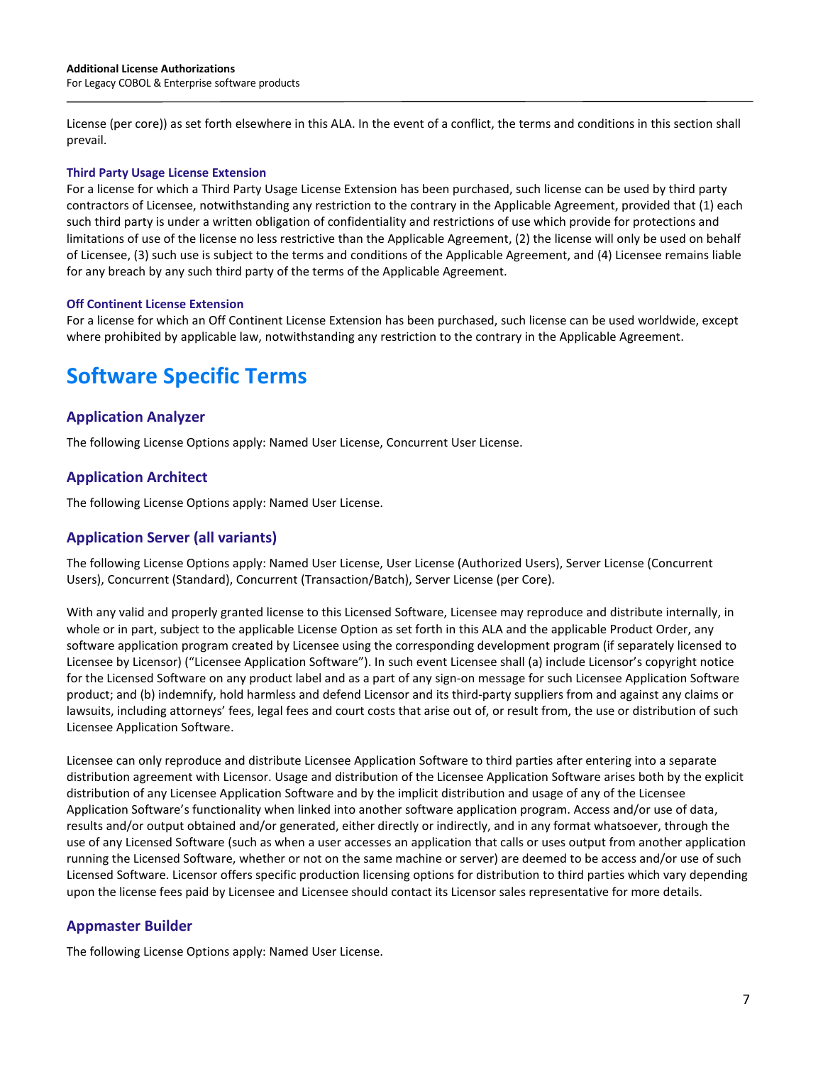License (per core)) as set forth elsewhere in this ALA. In the event of a conflict, the terms and conditions in this section shall prevail.

#### Third Party Usage License Extension

For a license for which a Third Party Usage License Extension has been purchased, such license can be used by third party contractors of Licensee, notwithstanding any restriction to the contrary in the Applicable Agreement, provided that (1) each such third party is under a written obligation of confidentiality and restrictions of use which provide for protections and limitations of use of the license no less restrictive than the Applicable Agreement, (2) the license will only be used on behalf of Licensee, (3) such use is subject to the terms and conditions of the Applicable Agreement, and (4) Licensee remains liable for any breach by any such third party of the terms of the Applicable Agreement.

#### Off Continent License Extension

For a license for which an Off Continent License Extension has been purchased, such license can be used worldwide, except where prohibited by applicable law, notwithstanding any restriction to the contrary in the Applicable Agreement.

# Software Specific Terms

## Application Analyzer

The following License Options apply: Named User License, Concurrent User License.

## Application Architect

The following License Options apply: Named User License.

## Application Server (all variants)

The following License Options apply: Named User License, User License (Authorized Users), Server License (Concurrent Users), Concurrent (Standard), Concurrent (Transaction/Batch), Server License (per Core).

With any valid and properly granted license to this Licensed Software, Licensee may reproduce and distribute internally, in whole or in part, subject to the applicable License Option as set forth in this ALA and the applicable Product Order, any software application program created by Licensee using the corresponding development program (if separately licensed to Licensee by Licensor) ("Licensee Application Software"). In such event Licensee shall (a) include Licensor's copyright notice for the Licensed Software on any product label and as a part of any sign-on message for such Licensee Application Software product; and (b) indemnify, hold harmless and defend Licensor and its third-party suppliers from and against any claims or lawsuits, including attorneys' fees, legal fees and court costs that arise out of, or result from, the use or distribution of such Licensee Application Software.

Licensee can only reproduce and distribute Licensee Application Software to third parties after entering into a separate distribution agreement with Licensor. Usage and distribution of the Licensee Application Software arises both by the explicit distribution of any Licensee Application Software and by the implicit distribution and usage of any of the Licensee Application Software's functionality when linked into another software application program. Access and/or use of data, results and/or output obtained and/or generated, either directly or indirectly, and in any format whatsoever, through the use of any Licensed Software (such as when a user accesses an application that calls or uses output from another application running the Licensed Software, whether or not on the same machine or server) are deemed to be access and/or use of such Licensed Software. Licensor offers specific production licensing options for distribution to third parties which vary depending upon the license fees paid by Licensee and Licensee should contact its Licensor sales representative for more details.

## Appmaster Builder

The following License Options apply: Named User License.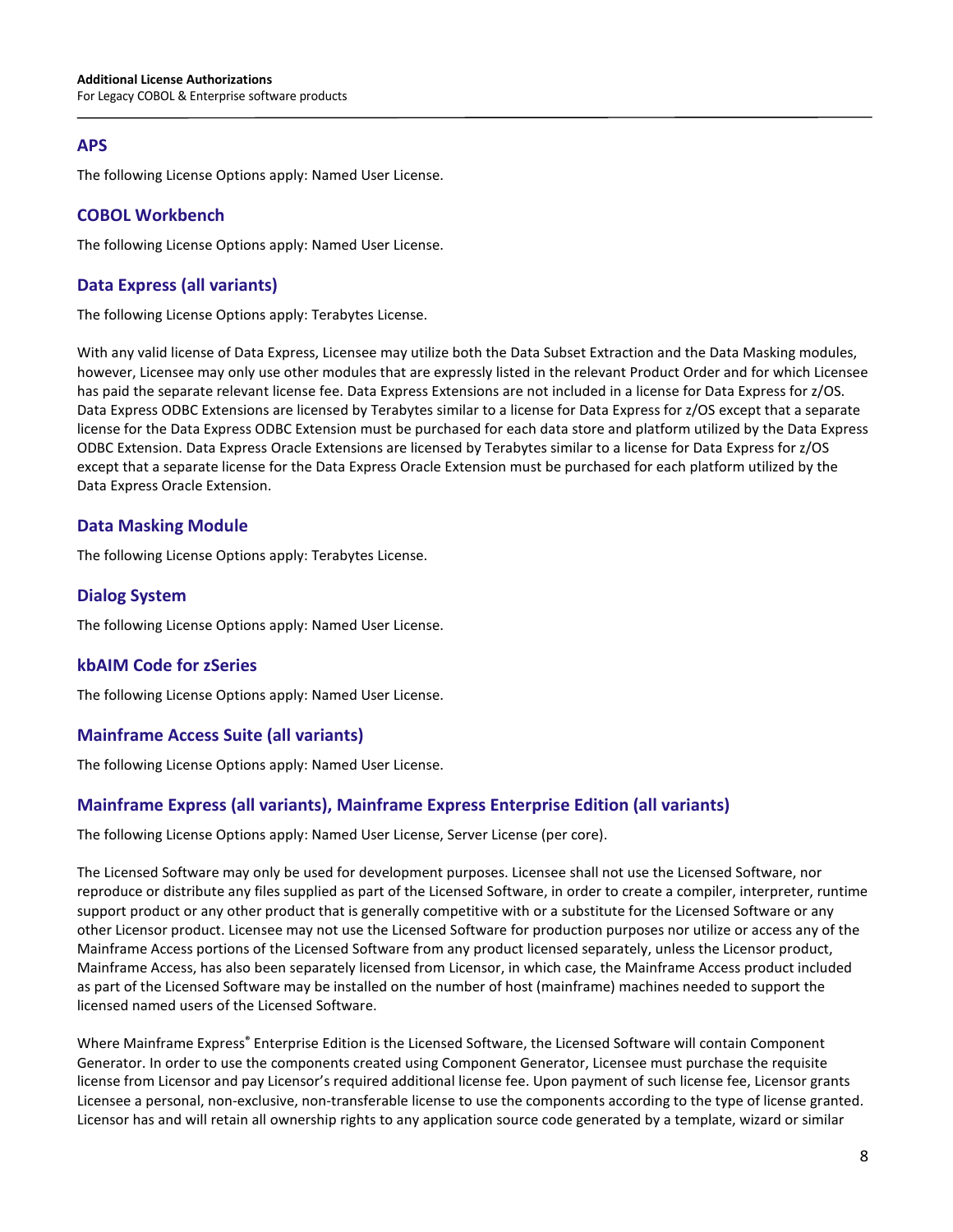## APS

The following License Options apply: Named User License.

## COBOL Workbench

The following License Options apply: Named User License.

## Data Express (all variants)

The following License Options apply: Terabytes License.

With any valid license of Data Express, Licensee may utilize both the Data Subset Extraction and the Data Masking modules, however, Licensee may only use other modules that are expressly listed in the relevant Product Order and for which Licensee has paid the separate relevant license fee. Data Express Extensions are not included in a license for Data Express for z/OS. Data Express ODBC Extensions are licensed by Terabytes similar to a license for Data Express for z/OS except that a separate license for the Data Express ODBC Extension must be purchased for each data store and platform utilized by the Data Express ODBC Extension. Data Express Oracle Extensions are licensed by Terabytes similar to a license for Data Express for z/OS except that a separate license for the Data Express Oracle Extension must be purchased for each platform utilized by the Data Express Oracle Extension.

## Data Masking Module

The following License Options apply: Terabytes License.

## Dialog System

The following License Options apply: Named User License.

## kbAIM Code for zSeries

The following License Options apply: Named User License.

## Mainframe Access Suite (all variants)

The following License Options apply: Named User License.

## Mainframe Express (all variants), Mainframe Express Enterprise Edition (all variants)

The following License Options apply: Named User License, Server License (per core).

The Licensed Software may only be used for development purposes. Licensee shall not use the Licensed Software, nor reproduce or distribute any files supplied as part of the Licensed Software, in order to create a compiler, interpreter, runtime support product or any other product that is generally competitive with or a substitute for the Licensed Software or any other Licensor product. Licensee may not use the Licensed Software for production purposes nor utilize or access any of the Mainframe Access portions of the Licensed Software from any product licensed separately, unless the Licensor product, Mainframe Access, has also been separately licensed from Licensor, in which case, the Mainframe Access product included as part of the Licensed Software may be installed on the number of host (mainframe) machines needed to support the licensed named users of the Licensed Software.

Where Mainframe Express® Enterprise Edition is the Licensed Software, the Licensed Software will contain Component Generator. In order to use the components created using Component Generator, Licensee must purchase the requisite license from Licensor and pay Licensor's required additional license fee. Upon payment of such license fee, Licensor grants Licensee a personal, non-exclusive, non-transferable license to use the components according to the type of license granted. Licensor has and will retain all ownership rights to any application source code generated by a template, wizard or similar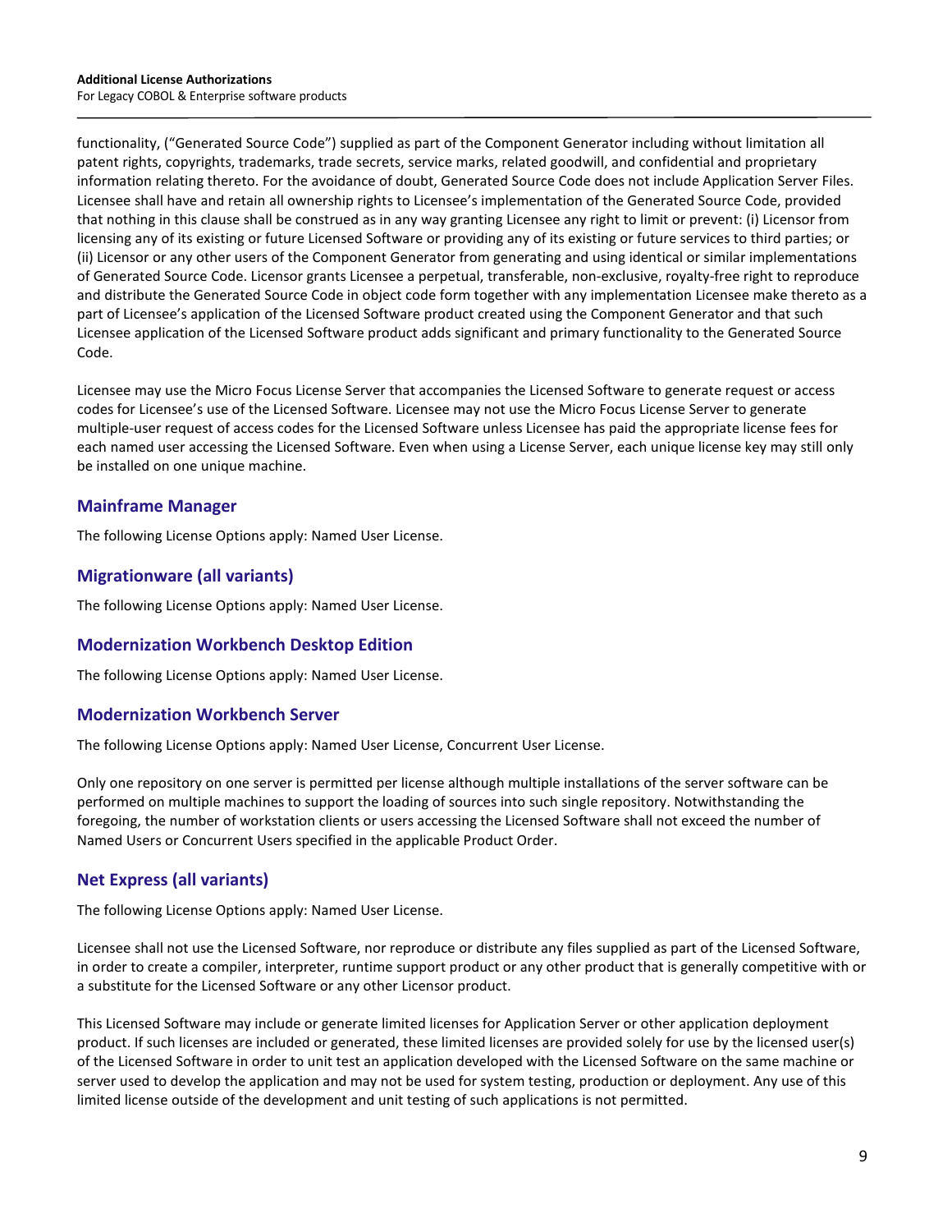functionality, ("Generated Source Code") supplied as part of the Component Generator including without limitation all patent rights, copyrights, trademarks, trade secrets, service marks, related goodwill, and confidential and proprietary information relating thereto. For the avoidance of doubt, Generated Source Code does not include Application Server Files. Licensee shall have and retain all ownership rights to Licensee's implementation of the Generated Source Code, provided that nothing in this clause shall be construed as in any way granting Licensee any right to limit or prevent: (i) Licensor from licensing any of its existing or future Licensed Software or providing any of its existing or future services to third parties; or (ii) Licensor or any other users of the Component Generator from generating and using identical or similar implementations of Generated Source Code. Licensor grants Licensee a perpetual, transferable, non-exclusive, royalty-free right to reproduce and distribute the Generated Source Code in object code form together with any implementation Licensee make thereto as a part of Licensee's application of the Licensed Software product created using the Component Generator and that such Licensee application of the Licensed Software product adds significant and primary functionality to the Generated Source Code.

Licensee may use the Micro Focus License Server that accompanies the Licensed Software to generate request or access codes for Licensee's use of the Licensed Software. Licensee may not use the Micro Focus License Server to generate multiple-user request of access codes for the Licensed Software unless Licensee has paid the appropriate license fees for each named user accessing the Licensed Software. Even when using a License Server, each unique license key may still only be installed on one unique machine.

## Mainframe Manager

The following License Options apply: Named User License.

## Migrationware (all variants)

The following License Options apply: Named User License.

## Modernization Workbench Desktop Edition

The following License Options apply: Named User License.

## Modernization Workbench Server

The following License Options apply: Named User License, Concurrent User License.

Only one repository on one server is permitted per license although multiple installations of the server software can be performed on multiple machines to support the loading of sources into such single repository. Notwithstanding the foregoing, the number of workstation clients or users accessing the Licensed Software shall not exceed the number of Named Users or Concurrent Users specified in the applicable Product Order.

## Net Express (all variants)

The following License Options apply: Named User License.

Licensee shall not use the Licensed Software, nor reproduce or distribute any files supplied as part of the Licensed Software, in order to create a compiler, interpreter, runtime support product or any other product that is generally competitive with or a substitute for the Licensed Software or any other Licensor product.

This Licensed Software may include or generate limited licenses for Application Server or other application deployment product. If such licenses are included or generated, these limited licenses are provided solely for use by the licensed user(s) of the Licensed Software in order to unit test an application developed with the Licensed Software on the same machine or server used to develop the application and may not be used for system testing, production or deployment. Any use of this limited license outside of the development and unit testing of such applications is not permitted.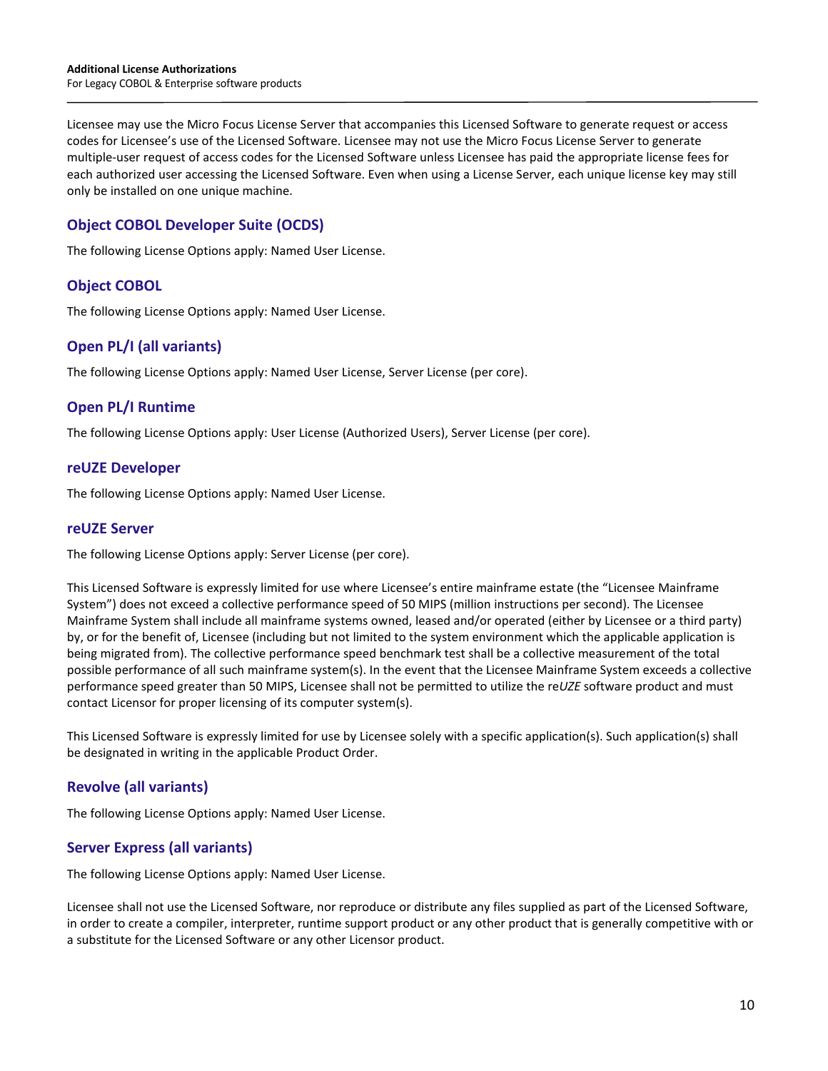Licensee may use the Micro Focus License Server that accompanies this Licensed Software to generate request or access codes for Licensee's use of the Licensed Software. Licensee may not use the Micro Focus License Server to generate multiple-user request of access codes for the Licensed Software unless Licensee has paid the appropriate license fees for each authorized user accessing the Licensed Software. Even when using a License Server, each unique license key may still only be installed on one unique machine.

## Object COBOL Developer Suite (OCDS)

The following License Options apply: Named User License.

## Object COBOL

The following License Options apply: Named User License.

## Open PL/I (all variants)

The following License Options apply: Named User License, Server License (per core).

## Open PL/I Runtime

The following License Options apply: User License (Authorized Users), Server License (per core).

## reUZE Developer

The following License Options apply: Named User License.

## reUZE Server

The following License Options apply: Server License (per core).

This Licensed Software is expressly limited for use where Licensee's entire mainframe estate (the "Licensee Mainframe System") does not exceed a collective performance speed of 50 MIPS (million instructions per second). The Licensee Mainframe System shall include all mainframe systems owned, leased and/or operated (either by Licensee or a third party) by, or for the benefit of, Licensee (including but not limited to the system environment which the applicable application is being migrated from). The collective performance speed benchmark test shall be a collective measurement of the total possible performance of all such mainframe system(s). In the event that the Licensee Mainframe System exceeds a collective performance speed greater than 50 MIPS, Licensee shall not be permitted to utilize the re*UZE* software product and must contact Licensor for proper licensing of its computer system(s).

This Licensed Software is expressly limited for use by Licensee solely with a specific application(s). Such application(s) shall be designated in writing in the applicable Product Order.

## Revolve (all variants)

The following License Options apply: Named User License.

## Server Express (all variants)

The following License Options apply: Named User License.

Licensee shall not use the Licensed Software, nor reproduce or distribute any files supplied as part of the Licensed Software, in order to create a compiler, interpreter, runtime support product or any other product that is generally competitive with or a substitute for the Licensed Software or any other Licensor product.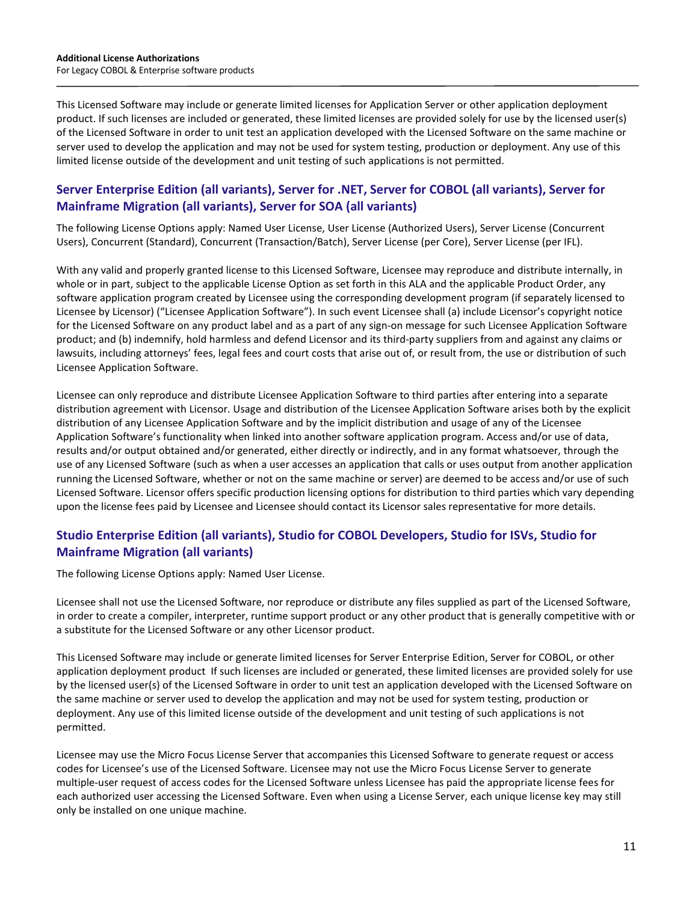This Licensed Software may include or generate limited licenses for Application Server or other application deployment product. If such licenses are included or generated, these limited licenses are provided solely for use by the licensed user(s) of the Licensed Software in order to unit test an application developed with the Licensed Software on the same machine or server used to develop the application and may not be used for system testing, production or deployment. Any use of this limited license outside of the development and unit testing of such applications is not permitted.

## Server Enterprise Edition (all variants), Server for .NET, Server for COBOL (all variants), Server for Mainframe Migration (all variants), Server for SOA (all variants)

The following License Options apply: Named User License, User License (Authorized Users), Server License (Concurrent Users), Concurrent (Standard), Concurrent (Transaction/Batch), Server License (per Core), Server License (per IFL).

With any valid and properly granted license to this Licensed Software, Licensee may reproduce and distribute internally, in whole or in part, subject to the applicable License Option as set forth in this ALA and the applicable Product Order, any software application program created by Licensee using the corresponding development program (if separately licensed to Licensee by Licensor) ("Licensee Application Software"). In such event Licensee shall (a) include Licensor's copyright notice for the Licensed Software on any product label and as a part of any sign-on message for such Licensee Application Software product; and (b) indemnify, hold harmless and defend Licensor and its third-party suppliers from and against any claims or lawsuits, including attorneys' fees, legal fees and court costs that arise out of, or result from, the use or distribution of such Licensee Application Software.

Licensee can only reproduce and distribute Licensee Application Software to third parties after entering into a separate distribution agreement with Licensor. Usage and distribution of the Licensee Application Software arises both by the explicit distribution of any Licensee Application Software and by the implicit distribution and usage of any of the Licensee Application Software's functionality when linked into another software application program. Access and/or use of data, results and/or output obtained and/or generated, either directly or indirectly, and in any format whatsoever, through the use of any Licensed Software (such as when a user accesses an application that calls or uses output from another application running the Licensed Software, whether or not on the same machine or server) are deemed to be access and/or use of such Licensed Software. Licensor offers specific production licensing options for distribution to third parties which vary depending upon the license fees paid by Licensee and Licensee should contact its Licensor sales representative for more details.

## Studio Enterprise Edition (all variants), Studio for COBOL Developers, Studio for ISVs, Studio for Mainframe Migration (all variants)

The following License Options apply: Named User License.

Licensee shall not use the Licensed Software, nor reproduce or distribute any files supplied as part of the Licensed Software, in order to create a compiler, interpreter, runtime support product or any other product that is generally competitive with or a substitute for the Licensed Software or any other Licensor product.

This Licensed Software may include or generate limited licenses for Server Enterprise Edition, Server for COBOL, or other application deployment product If such licenses are included or generated, these limited licenses are provided solely for use by the licensed user(s) of the Licensed Software in order to unit test an application developed with the Licensed Software on the same machine or server used to develop the application and may not be used for system testing, production or deployment. Any use of this limited license outside of the development and unit testing of such applications is not permitted.

Licensee may use the Micro Focus License Server that accompanies this Licensed Software to generate request or access codes for Licensee's use of the Licensed Software. Licensee may not use the Micro Focus License Server to generate multiple-user request of access codes for the Licensed Software unless Licensee has paid the appropriate license fees for each authorized user accessing the Licensed Software. Even when using a License Server, each unique license key may still only be installed on one unique machine.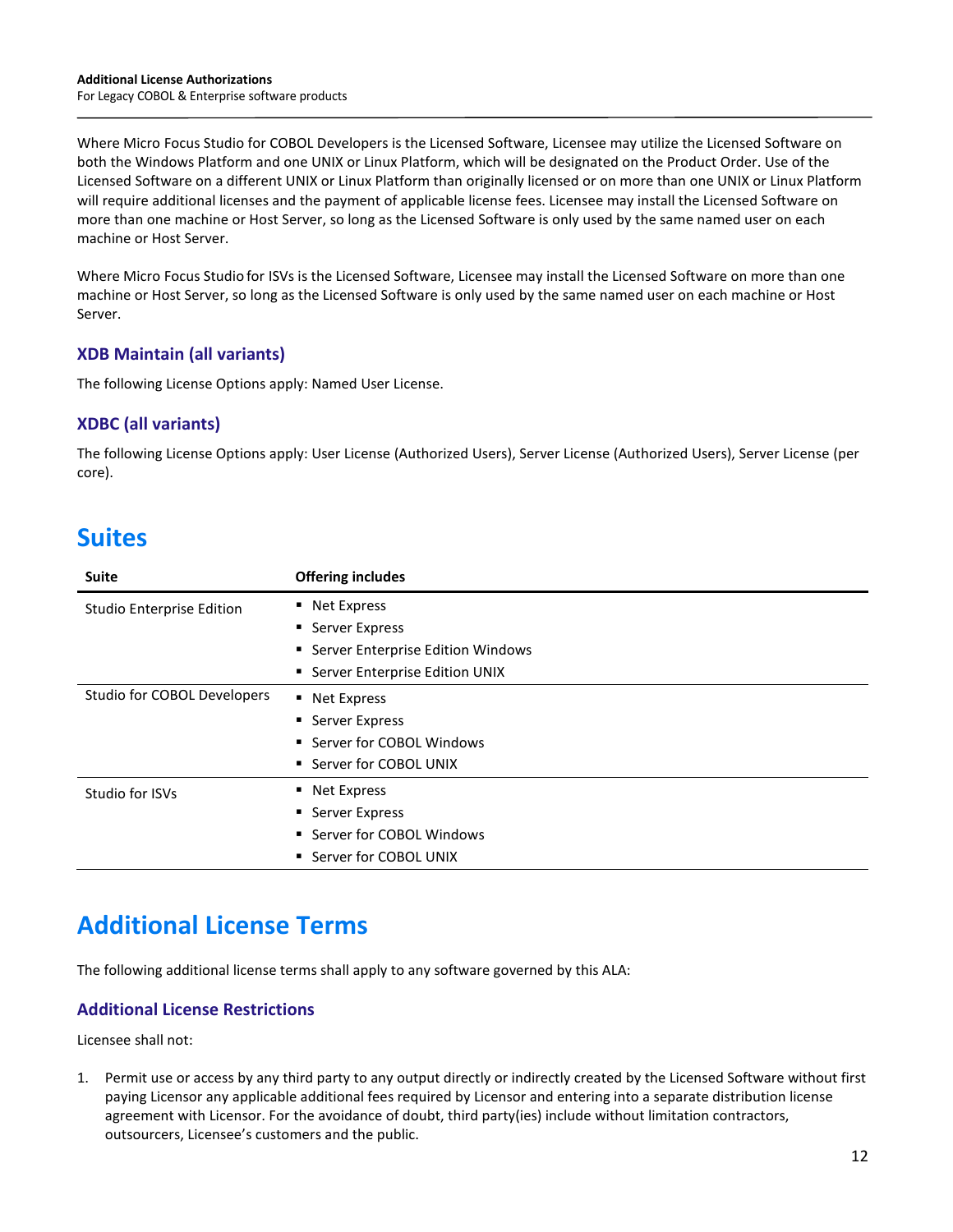Where Micro Focus Studio for COBOL Developers is the Licensed Software, Licensee may utilize the Licensed Software on both the Windows Platform and one UNIX or Linux Platform, which will be designated on the Product Order. Use of the Licensed Software on a different UNIX or Linux Platform than originally licensed or on more than one UNIX or Linux Platform will require additional licenses and the payment of applicable license fees. Licensee may install the Licensed Software on more than one machine or Host Server, so long as the Licensed Software is only used by the same named user on each machine or Host Server.

Where Micro Focus Studio for ISVs is the Licensed Software, Licensee may install the Licensed Software on more than one machine or Host Server, so long as the Licensed Software is only used by the same named user on each machine or Host Server.

### XDB Maintain (all variants)

The following License Options apply: Named User License.

### XDBC (all variants)

The following License Options apply: User License (Authorized Users), Server License (Authorized Users), Server License (per core).

## Suites

| Suite | Offering includes |
| --- | --- |
| Studio Enterprise Edition | ▪ Net Express<br>▪ Server Express<br>▪ Server Enterprise Edition Windows<br>▪ Server Enterprise Edition UNIX |
| Studio for COBOL Developers | ▪ Net Express<br>▪ Server Express<br>▪ Server for COBOL Windows<br>▪ Server for COBOL UNIX |
| Studio for ISVs | ▪ Net Express<br>▪ Server Express<br>▪ Server for COBOL Windows<br>▪ Server for COBOL UNIX |

## Additional License Terms

The following additional license terms shall apply to any software governed by this ALA:

### Additional License Restrictions

Licensee shall not:

1. Permit use or access by any third party to any output directly or indirectly created by the Licensed Software without first paying Licensor any applicable additional fees required by Licensor and entering into a separate distribution license agreement with Licensor. For the avoidance of doubt, third party(ies) include without limitation contractors, outsourcers, Licensee's customers and the public.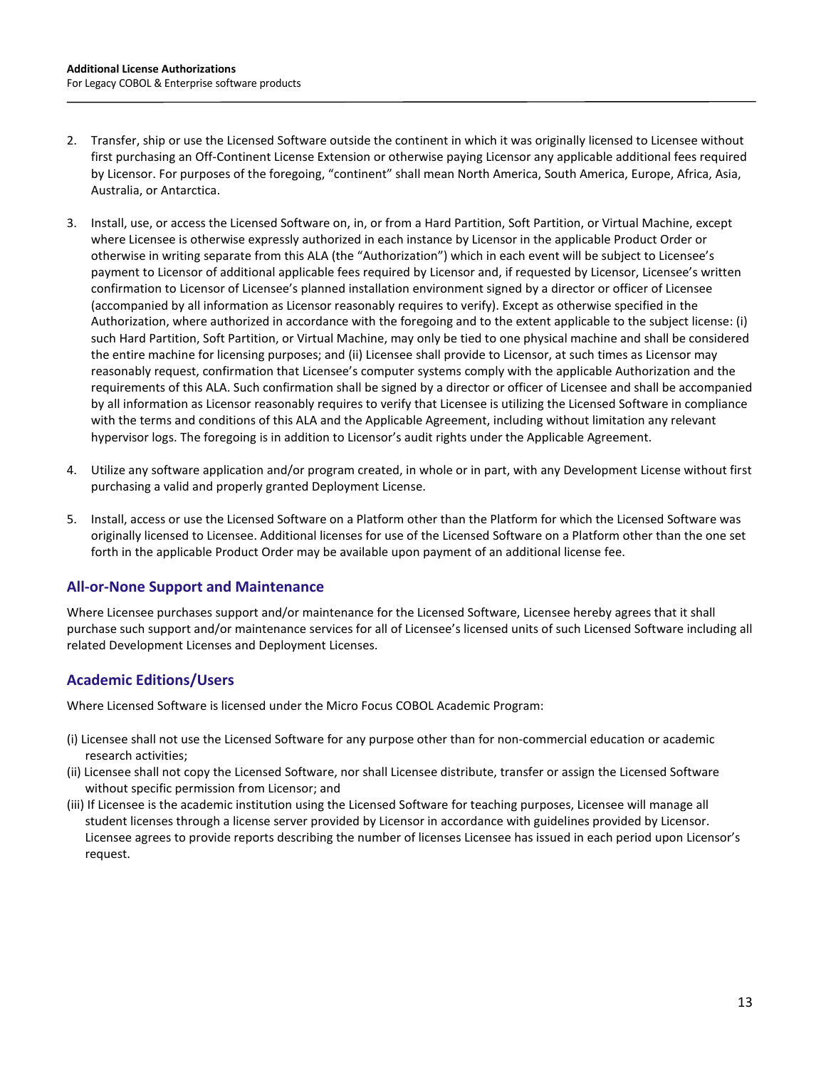2. Transfer, ship or use the Licensed Software outside the continent in which it was originally licensed to Licensee without first purchasing an Off-Continent License Extension or otherwise paying Licensor any applicable additional fees required by Licensor. For purposes of the foregoing, "continent" shall mean North America, South America, Europe, Africa, Asia, Australia, or Antarctica.

3. Install, use, or access the Licensed Software on, in, or from a Hard Partition, Soft Partition, or Virtual Machine, except where Licensee is otherwise expressly authorized in each instance by Licensor in the applicable Product Order or otherwise in writing separate from this ALA (the "Authorization") which in each event will be subject to Licensee's payment to Licensor of additional applicable fees required by Licensor and, if requested by Licensor, Licensee's written confirmation to Licensor of Licensee's planned installation environment signed by a director or officer of Licensee (accompanied by all information as Licensor reasonably requires to verify). Except as otherwise specified in the Authorization, where authorized in accordance with the foregoing and to the extent applicable to the subject license: (i) such Hard Partition, Soft Partition, or Virtual Machine, may only be tied to one physical machine and shall be considered the entire machine for licensing purposes; and (ii) Licensee shall provide to Licensor, at such times as Licensor may reasonably request, confirmation that Licensee's computer systems comply with the applicable Authorization and the requirements of this ALA. Such confirmation shall be signed by a director or officer of Licensee and shall be accompanied by all information as Licensor reasonably requires to verify that Licensee is utilizing the Licensed Software in compliance with the terms and conditions of this ALA and the Applicable Agreement, including without limitation any relevant hypervisor logs. The foregoing is in addition to Licensor's audit rights under the Applicable Agreement.

4. Utilize any software application and/or program created, in whole or in part, with any Development License without first purchasing a valid and properly granted Deployment License.

5. Install, access or use the Licensed Software on a Platform other than the Platform for which the Licensed Software was originally licensed to Licensee. Additional licenses for use of the Licensed Software on a Platform other than the one set forth in the applicable Product Order may be available upon payment of an additional license fee.

## All-or-None Support and Maintenance

Where Licensee purchases support and/or maintenance for the Licensed Software, Licensee hereby agrees that it shall purchase such support and/or maintenance services for all of Licensee's licensed units of such Licensed Software including all related Development Licenses and Deployment Licenses.

## Academic Editions/Users

Where Licensed Software is licensed under the Micro Focus COBOL Academic Program:

(i) Licensee shall not use the Licensed Software for any purpose other than for non-commercial education or academic research activities;

(ii) Licensee shall not copy the Licensed Software, nor shall Licensee distribute, transfer or assign the Licensed Software without specific permission from Licensor; and

(iii) If Licensee is the academic institution using the Licensed Software for teaching purposes, Licensee will manage all student licenses through a license server provided by Licensor in accordance with guidelines provided by Licensor. Licensee agrees to provide reports describing the number of licenses Licensee has issued in each period upon Licensor's request.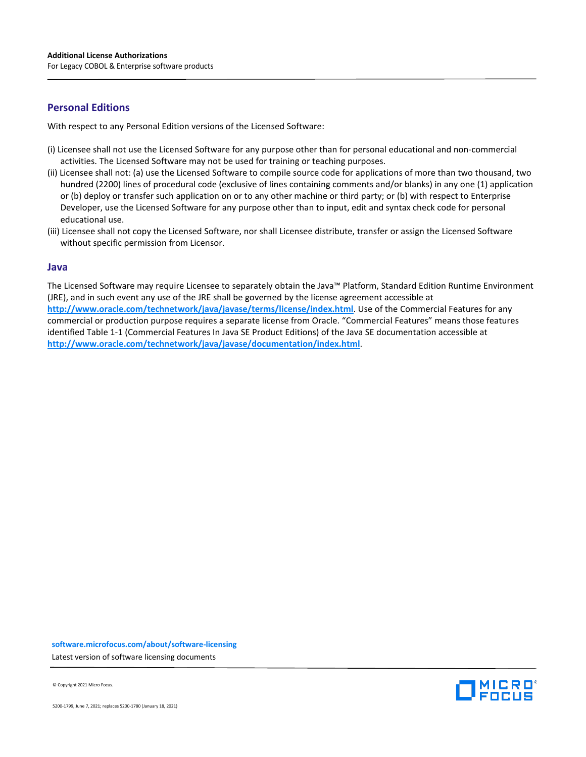## Personal Editions

With respect to any Personal Edition versions of the Licensed Software:

(i) Licensee shall not use the Licensed Software for any purpose other than for personal educational and non-commercial activities. The Licensed Software may not be used for training or teaching purposes.

(ii) Licensee shall not: (a) use the Licensed Software to compile source code for applications of more than two thousand, two hundred (2200) lines of procedural code (exclusive of lines containing comments and/or blanks) in any one (1) application or (b) deploy or transfer such application on or to any other machine or third party; or (b) with respect to Enterprise Developer, use the Licensed Software for any purpose other than to input, edit and syntax check code for personal educational use.

(iii) Licensee shall not copy the Licensed Software, nor shall Licensee distribute, transfer or assign the Licensed Software without specific permission from Licensor.

## Java

The Licensed Software may require Licensee to separately obtain the Java™ Platform, Standard Edition Runtime Environment (JRE), and in such event any use of the JRE shall be governed by the license agreement accessible at **http://www.oracle.com/technetwork/java/javase/terms/license/index.html**. Use of the Commercial Features for any commercial or production purpose requires a separate license from Oracle. "Commercial Features" means those features identified Table 1-1 (Commercial Features In Java SE Product Editions) of the Java SE documentation accessible at **http://www.oracle.com/technetwork/java/javase/documentation/index.html**.

**software.microfocus.com/about/software-licensing**
Latest version of software licensing documents

© Copyright 2021 Micro Focus.

5200-1799, June 7, 2021; replaces 5200-1780 (January 18, 2021)